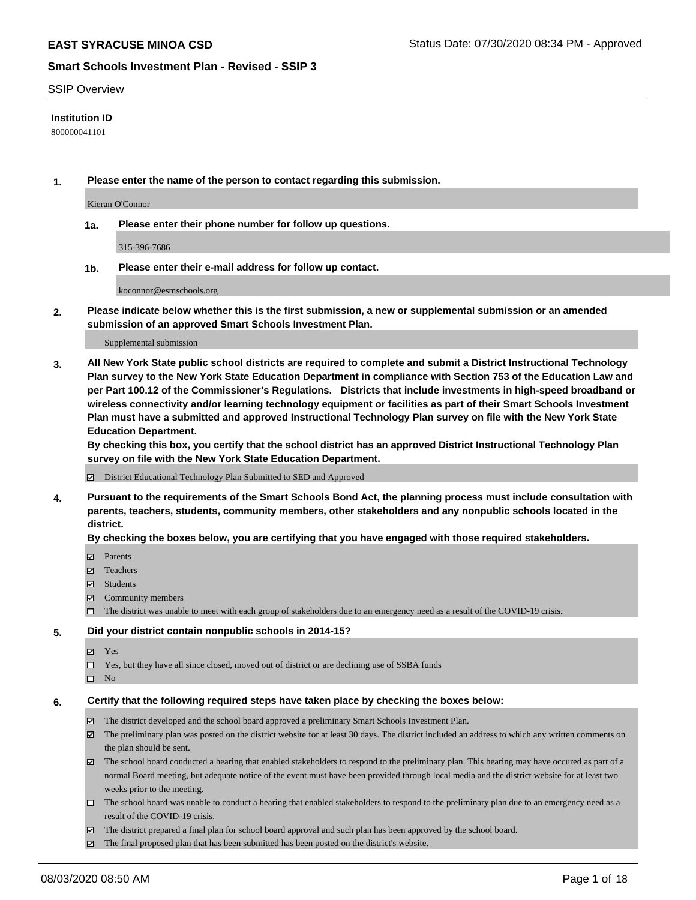**EAST SYRACUSE MINOA CSD** Status Date: 07/30/2020 08:34 PM - Approved

## Smart Schools Investment Plan - Revised - SSIP 3

SSIP Overview

**Institution ID**

800000041101

1. **Please enter the name of the person to contact regarding this submission.**

   Kieran O'Connor

   1a. **Please enter their phone number for follow up questions.**

   315-396-7686

   1b. **Please enter their e-mail address for follow up contact.**

   koconnor@esmschools.org

2. **Please indicate below whether this is the first submission, a new or supplemental submission or an amended submission of an approved Smart Schools Investment Plan.**

   Supplemental submission

3. **All New York State public school districts are required to complete and submit a District Instructional Technology Plan survey to the New York State Education Department in compliance with Section 753 of the Education Law and per Part 100.12 of the Commissioner's Regulations. Districts that include investments in high-speed broadband or wireless connectivity and/or learning technology equipment or facilities as part of their Smart Schools Investment Plan must have a submitted and approved Instructional Technology Plan survey on file with the New York State Education Department.**

   **By checking this box, you certify that the school district has an approved District Instructional Technology Plan survey on file with the New York State Education Department.**

   - ☑ District Educational Technology Plan Submitted to SED and Approved

4. **Pursuant to the requirements of the Smart Schools Bond Act, the planning process must include consultation with parents, teachers, students, community members, other stakeholders and any nonpublic schools located in the district.**

   **By checking the boxes below, you are certifying that you have engaged with those required stakeholders.**

   - ☑ Parents
   - ☑ Teachers
   - ☑ Students
   - ☑ Community members
   - ☐ The district was unable to meet with each group of stakeholders due to an emergency need as a result of the COVID-19 crisis.

5. **Did your district contain nonpublic schools in 2014-15?**

   - ☑ Yes
   - ☐ Yes, but they have all since closed, moved out of district or are declining use of SSBA funds
   - ☐ No

6. **Certify that the following required steps have taken place by checking the boxes below:**

   - ☑ The district developed and the school board approved a preliminary Smart Schools Investment Plan.
   - ☑ The preliminary plan was posted on the district website for at least 30 days. The district included an address to which any written comments on the plan should be sent.
   - ☑ The school board conducted a hearing that enabled stakeholders to respond to the preliminary plan. This hearing may have occured as part of a normal Board meeting, but adequate notice of the event must have been provided through local media and the district website for at least two weeks prior to the meeting.
   - ☐ The school board was unable to conduct a hearing that enabled stakeholders to respond to the preliminary plan due to an emergency need as a result of the COVID-19 crisis.
   - ☑ The district prepared a final plan for school board approval and such plan has been approved by the school board.
   - ☑ The final proposed plan that has been submitted has been posted on the district's website.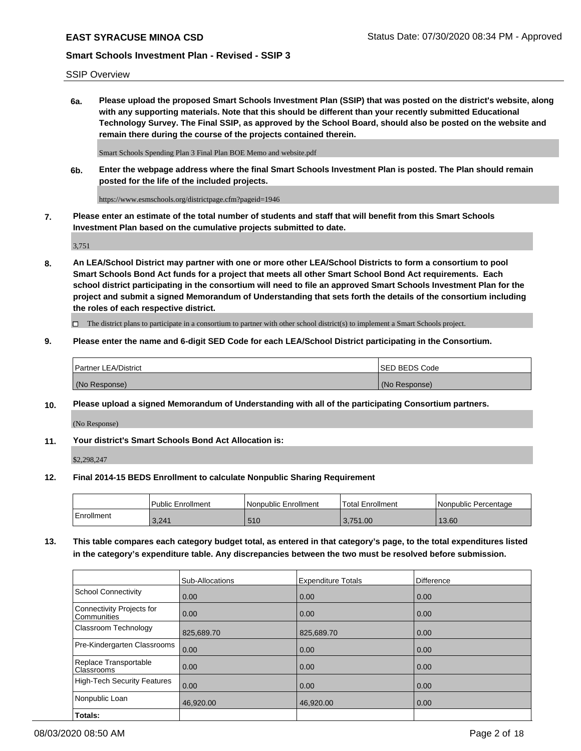SSIP Overview

**6a. Please upload the proposed Smart Schools Investment Plan (SSIP) that was posted on the district's website, along with any supporting materials. Note that this should be different than your recently submitted Educational Technology Survey. The Final SSIP, as approved by the School Board, should also be posted on the website and remain there during the course of the projects contained therein.**

Smart Schools Spending Plan 3 Final Plan BOE Memo and website.pdf

**6b. Enter the webpage address where the final Smart Schools Investment Plan is posted. The Plan should remain posted for the life of the included projects.**

https://www.esmschools.org/districtpage.cfm?pageid=1946

**7. Please enter an estimate of the total number of students and staff that will benefit from this Smart Schools Investment Plan based on the cumulative projects submitted to date.**

3,751

**8. An LEA/School District may partner with one or more other LEA/School Districts to form a consortium to pool Smart Schools Bond Act funds for a project that meets all other Smart School Bond Act requirements. Each school district participating in the consortium will need to file an approved Smart Schools Investment Plan for the project and submit a signed Memorandum of Understanding that sets forth the details of the consortium including the roles of each respective district.**

☐ The district plans to participate in a consortium to partner with other school district(s) to implement a Smart Schools project.

**9. Please enter the name and 6-digit SED Code for each LEA/School District participating in the Consortium.**

| Partner LEA/District | SED BEDS Code |
|---|---|
| (No Response) | (No Response) |

**10. Please upload a signed Memorandum of Understanding with all of the participating Consortium partners.**

(No Response)

**11. Your district's Smart Schools Bond Act Allocation is:**

$2,298,247

**12. Final 2014-15 BEDS Enrollment to calculate Nonpublic Sharing Requirement**

| | Public Enrollment | Nonpublic Enrollment | Total Enrollment | Nonpublic Percentage |
|---|---|---|---|---|
| Enrollment | 3,241 | 510 | 3,751.00 | 13.60 |

**13. This table compares each category budget total, as entered in that category's page, to the total expenditures listed in the category's expenditure table. Any discrepancies between the two must be resolved before submission.**

| | Sub-Allocations | Expenditure Totals | Difference |
|---|---|---|---|
| School Connectivity | 0.00 | 0.00 | 0.00 |
| Connectivity Projects for Communities | 0.00 | 0.00 | 0.00 |
| Classroom Technology | 825,689.70 | 825,689.70 | 0.00 |
| Pre-Kindergarten Classrooms | 0.00 | 0.00 | 0.00 |
| Replace Transportable Classrooms | 0.00 | 0.00 | 0.00 |
| High-Tech Security Features | 0.00 | 0.00 | 0.00 |
| Nonpublic Loan | 46,920.00 | 46,920.00 | 0.00 |
| **Totals:** | | | |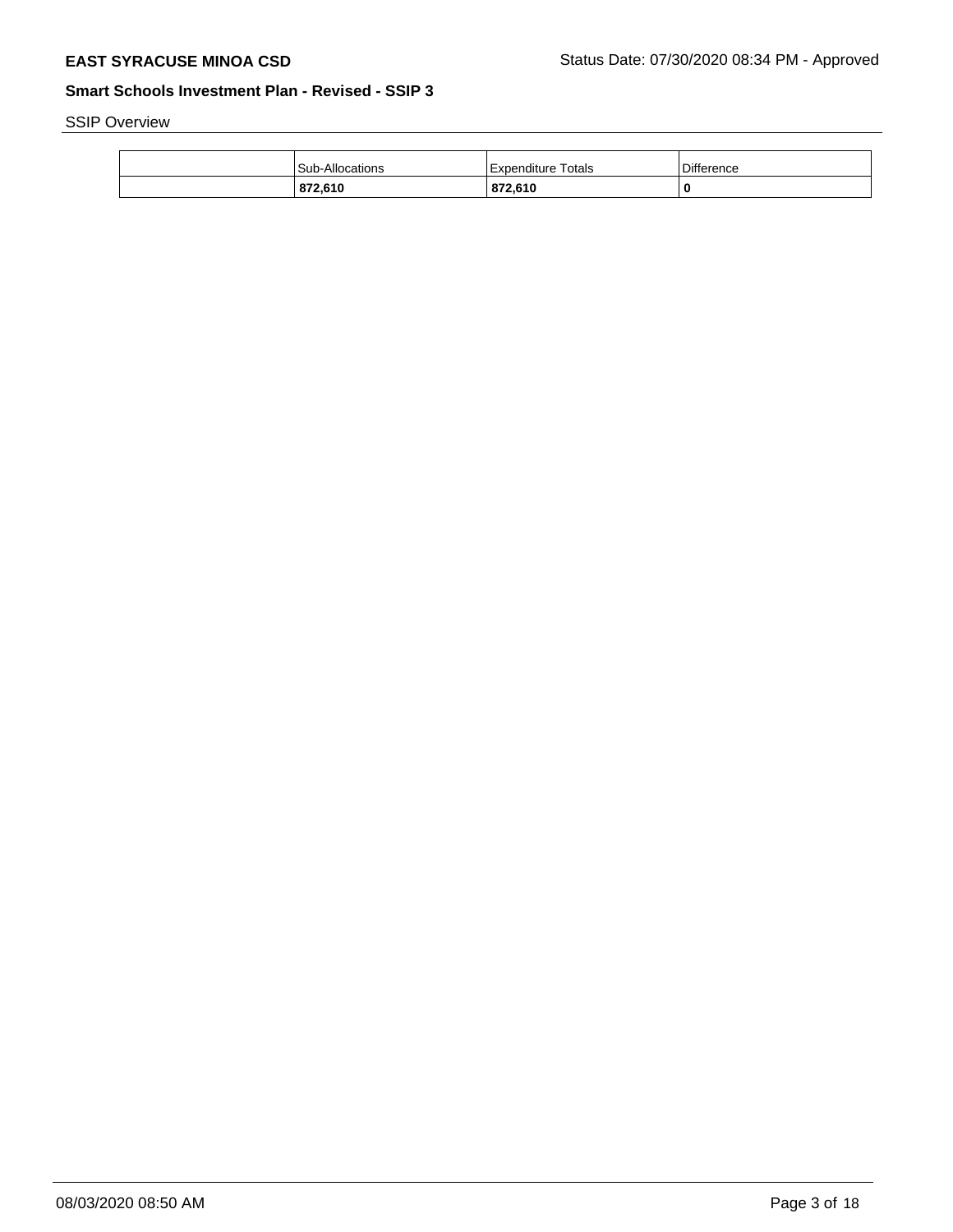SSIP Overview

| | Sub-Allocations | Expenditure Totals | Difference |
|---|---|---|---|
| | **872,610** | **872,610** | **0** |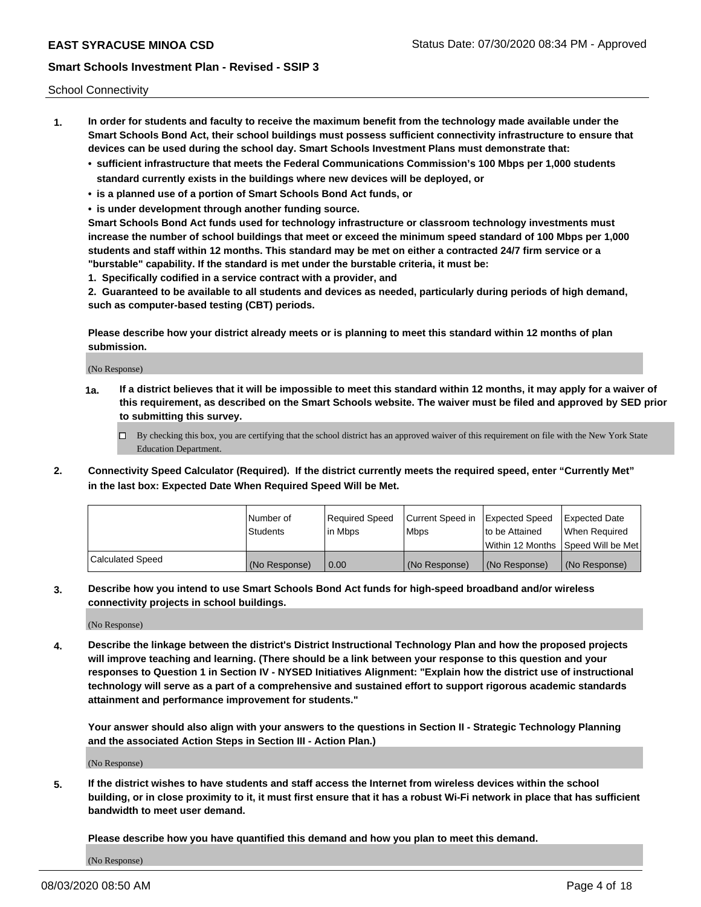School Connectivity

1. **In order for students and faculty to receive the maximum benefit from the technology made available under the Smart Schools Bond Act, their school buildings must possess sufficient connectivity infrastructure to ensure that devices can be used during the school day. Smart Schools Investment Plans must demonstrate that:**
   - **sufficient infrastructure that meets the Federal Communications Commission's 100 Mbps per 1,000 students standard currently exists in the buildings where new devices will be deployed, or**
   - **is a planned use of a portion of Smart Schools Bond Act funds, or**
   - **is under development through another funding source.**

   **Smart Schools Bond Act funds used for technology infrastructure or classroom technology investments must increase the number of school buildings that meet or exceed the minimum speed standard of 100 Mbps per 1,000 students and staff within 12 months. This standard may be met on either a contracted 24/7 firm service or a "burstable" capability. If the standard is met under the burstable criteria, it must be:**

   **1. Specifically codified in a service contract with a provider, and**

   **2. Guaranteed to be available to all students and devices as needed, particularly during periods of high demand, such as computer-based testing (CBT) periods.**

   **Please describe how your district already meets or is planning to meet this standard within 12 months of plan submission.**

   (No Response)

   **1a. If a district believes that it will be impossible to meet this standard within 12 months, it may apply for a waiver of this requirement, as described on the Smart Schools website. The waiver must be filed and approved by SED prior to submitting this survey.**

   ☐ By checking this box, you are certifying that the school district has an approved waiver of this requirement on file with the New York State Education Department.

2. **Connectivity Speed Calculator (Required). If the district currently meets the required speed, enter "Currently Met" in the last box: Expected Date When Required Speed Will be Met.**

| | Number of Students | Required Speed in Mbps | Current Speed in Mbps | Expected Speed to be Attained Within 12 Months | Expected Date When Required Speed Will be Met |
|---|---|---|---|---|---|
| Calculated Speed | (No Response) | 0.00 | (No Response) | (No Response) | (No Response) |

3. **Describe how you intend to use Smart Schools Bond Act funds for high-speed broadband and/or wireless connectivity projects in school buildings.**

   (No Response)

4. **Describe the linkage between the district's District Instructional Technology Plan and how the proposed projects will improve teaching and learning. (There should be a link between your response to this question and your responses to Question 1 in Section IV - NYSED Initiatives Alignment: "Explain how the district use of instructional technology will serve as a part of a comprehensive and sustained effort to support rigorous academic standards attainment and performance improvement for students."**

   **Your answer should also align with your answers to the questions in Section II - Strategic Technology Planning and the associated Action Steps in Section III - Action Plan.)**

   (No Response)

5. **If the district wishes to have students and staff access the Internet from wireless devices within the school building, or in close proximity to it, it must first ensure that it has a robust Wi-Fi network in place that has sufficient bandwidth to meet user demand.**

   **Please describe how you have quantified this demand and how you plan to meet this demand.**

   (No Response)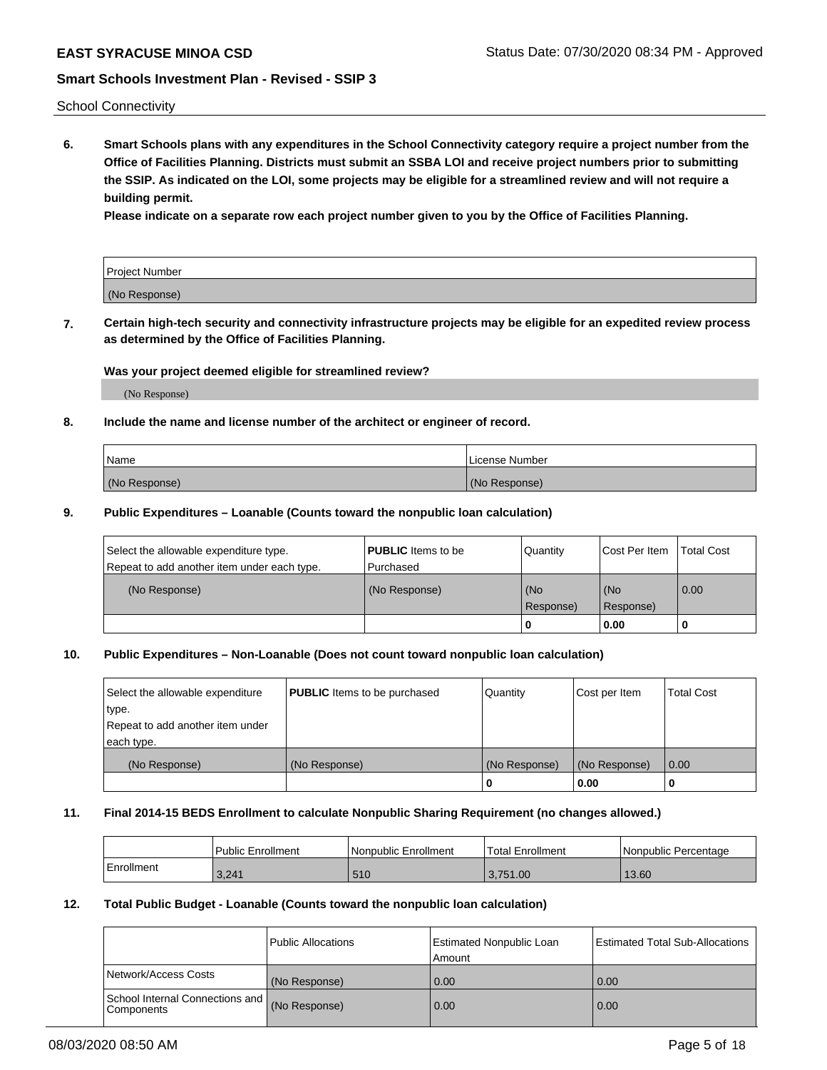School Connectivity

**6. Smart Schools plans with any expenditures in the School Connectivity category require a project number from the Office of Facilities Planning. Districts must submit an SSBA LOI and receive project numbers prior to submitting the SSIP. As indicated on the LOI, some projects may be eligible for a streamlined review and will not require a building permit.**

**Please indicate on a separate row each project number given to you by the Office of Facilities Planning.**

| Project Number |
|---|
| (No Response) |

**7. Certain high-tech security and connectivity infrastructure projects may be eligible for an expedited review process as determined by the Office of Facilities Planning.**

**Was your project deemed eligible for streamlined review?**

(No Response)

**8. Include the name and license number of the architect or engineer of record.**

| Name | License Number |
|---|---|
| (No Response) | (No Response) |

**9. Public Expenditures – Loanable (Counts toward the nonpublic loan calculation)**

| Select the allowable expenditure type. Repeat to add another item under each type. | **PUBLIC** Items to be Purchased | Quantity | Cost Per Item | Total Cost |
|---|---|---|---|---|
| (No Response) | (No Response) | (No Response) | (No Response) | 0.00 |
| | | 0 | 0.00 | 0 |

**10. Public Expenditures – Non-Loanable (Does not count toward nonpublic loan calculation)**

| Select the allowable expenditure type. Repeat to add another item under each type. | **PUBLIC** Items to be purchased | Quantity | Cost per Item | Total Cost |
|---|---|---|---|---|
| (No Response) | (No Response) | (No Response) | (No Response) | 0.00 |
| | | 0 | 0.00 | 0 |

**11. Final 2014-15 BEDS Enrollment to calculate Nonpublic Sharing Requirement (no changes allowed.)**

| | Public Enrollment | Nonpublic Enrollment | Total Enrollment | Nonpublic Percentage |
|---|---|---|---|---|
| Enrollment | 3,241 | 510 | 3,751.00 | 13.60 |

**12. Total Public Budget - Loanable (Counts toward the nonpublic loan calculation)**

| | Public Allocations | Estimated Nonpublic Loan Amount | Estimated Total Sub-Allocations |
|---|---|---|---|
| Network/Access Costs | (No Response) | 0.00 | 0.00 |
| School Internal Connections and Components | (No Response) | 0.00 | 0.00 |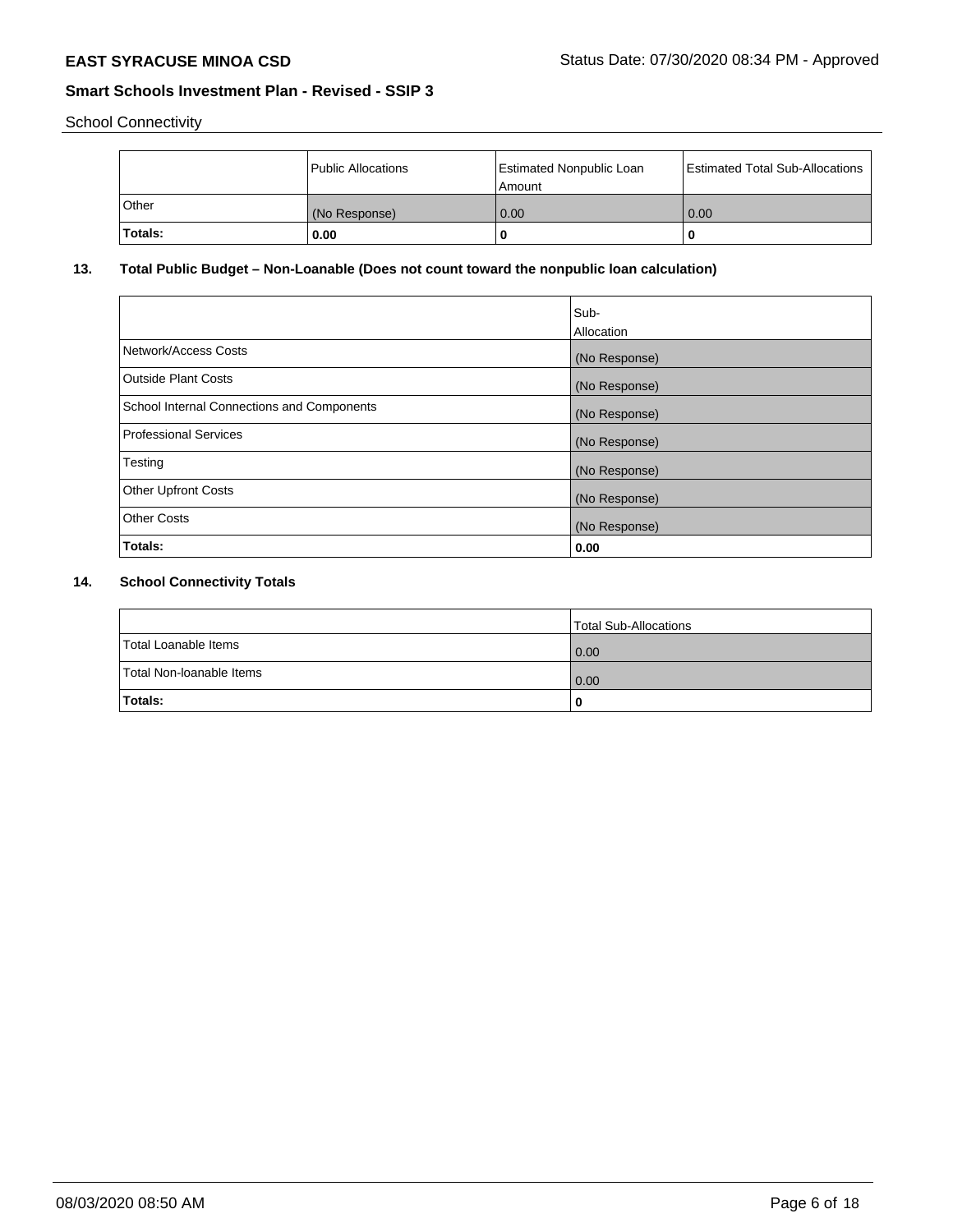School Connectivity

| | Public Allocations | Estimated Nonpublic Loan Amount | Estimated Total Sub-Allocations |
|---|---|---|---|
| Other | (No Response) | 0.00 | 0.00 |
| **Totals:** | **0.00** | **0** | **0** |

## 13. Total Public Budget – Non-Loanable (Does not count toward the nonpublic loan calculation)

| | Sub-Allocation |
|---|---|
| Network/Access Costs | (No Response) |
| Outside Plant Costs | (No Response) |
| School Internal Connections and Components | (No Response) |
| Professional Services | (No Response) |
| Testing | (No Response) |
| Other Upfront Costs | (No Response) |
| Other Costs | (No Response) |
| **Totals:** | **0.00** |

## 14. School Connectivity Totals

| | Total Sub-Allocations |
|---|---|
| Total Loanable Items | 0.00 |
| Total Non-loanable Items | 0.00 |
| **Totals:** | **0** |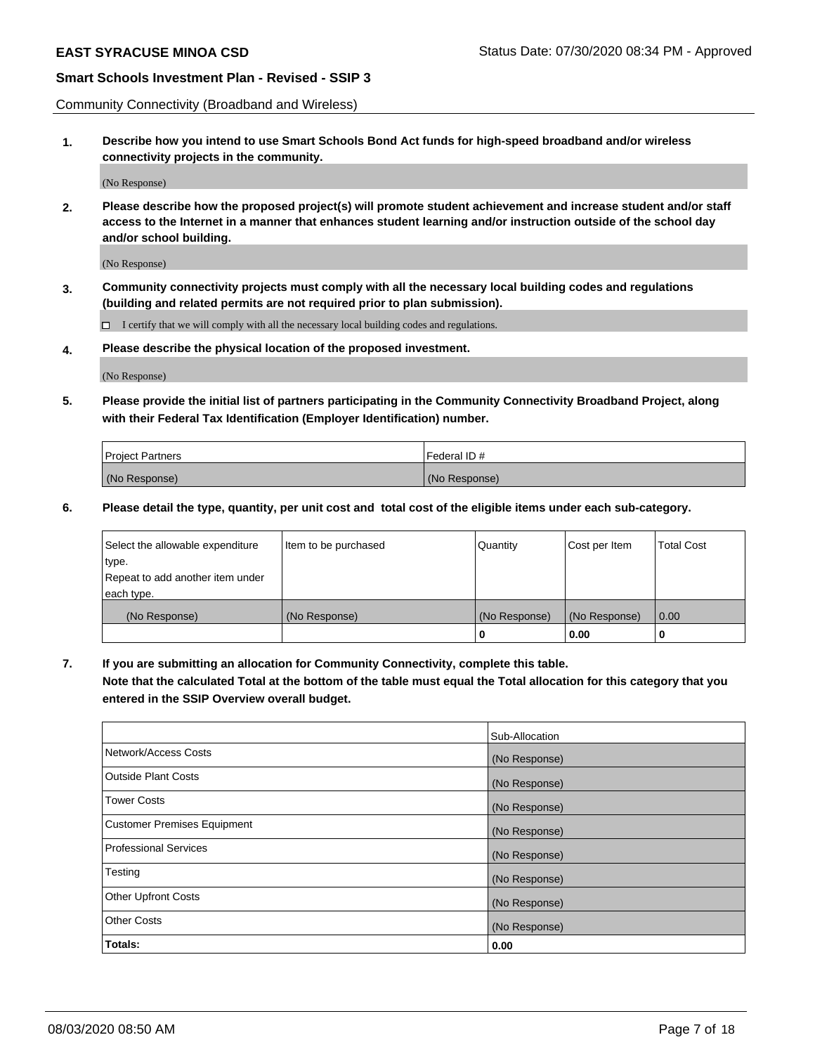Community Connectivity (Broadband and Wireless)

**1. Describe how you intend to use Smart Schools Bond Act funds for high-speed broadband and/or wireless connectivity projects in the community.**

(No Response)

**2. Please describe how the proposed project(s) will promote student achievement and increase student and/or staff access to the Internet in a manner that enhances student learning and/or instruction outside of the school day and/or school building.**

(No Response)

**3. Community connectivity projects must comply with all the necessary local building codes and regulations (building and related permits are not required prior to plan submission).**

☐ I certify that we will comply with all the necessary local building codes and regulations.

**4. Please describe the physical location of the proposed investment.**

(No Response)

**5. Please provide the initial list of partners participating in the Community Connectivity Broadband Project, along with their Federal Tax Identification (Employer Identification) number.**

| Project Partners | Federal ID # |
|---|---|
| (No Response) | (No Response) |

**6. Please detail the type, quantity, per unit cost and total cost of the eligible items under each sub-category.**

| Select the allowable expenditure type. Repeat to add another item under each type. | Item to be purchased | Quantity | Cost per Item | Total Cost |
|---|---|---|---|---|
| (No Response) | (No Response) | (No Response) | (No Response) | 0.00 |
| | | **0** | **0.00** | **0** |

**7. If you are submitting an allocation for Community Connectivity, complete this table. Note that the calculated Total at the bottom of the table must equal the Total allocation for this category that you entered in the SSIP Overview overall budget.**

| | Sub-Allocation |
|---|---|
| Network/Access Costs | (No Response) |
| Outside Plant Costs | (No Response) |
| Tower Costs | (No Response) |
| Customer Premises Equipment | (No Response) |
| Professional Services | (No Response) |
| Testing | (No Response) |
| Other Upfront Costs | (No Response) |
| Other Costs | (No Response) |
| **Totals:** | **0.00** |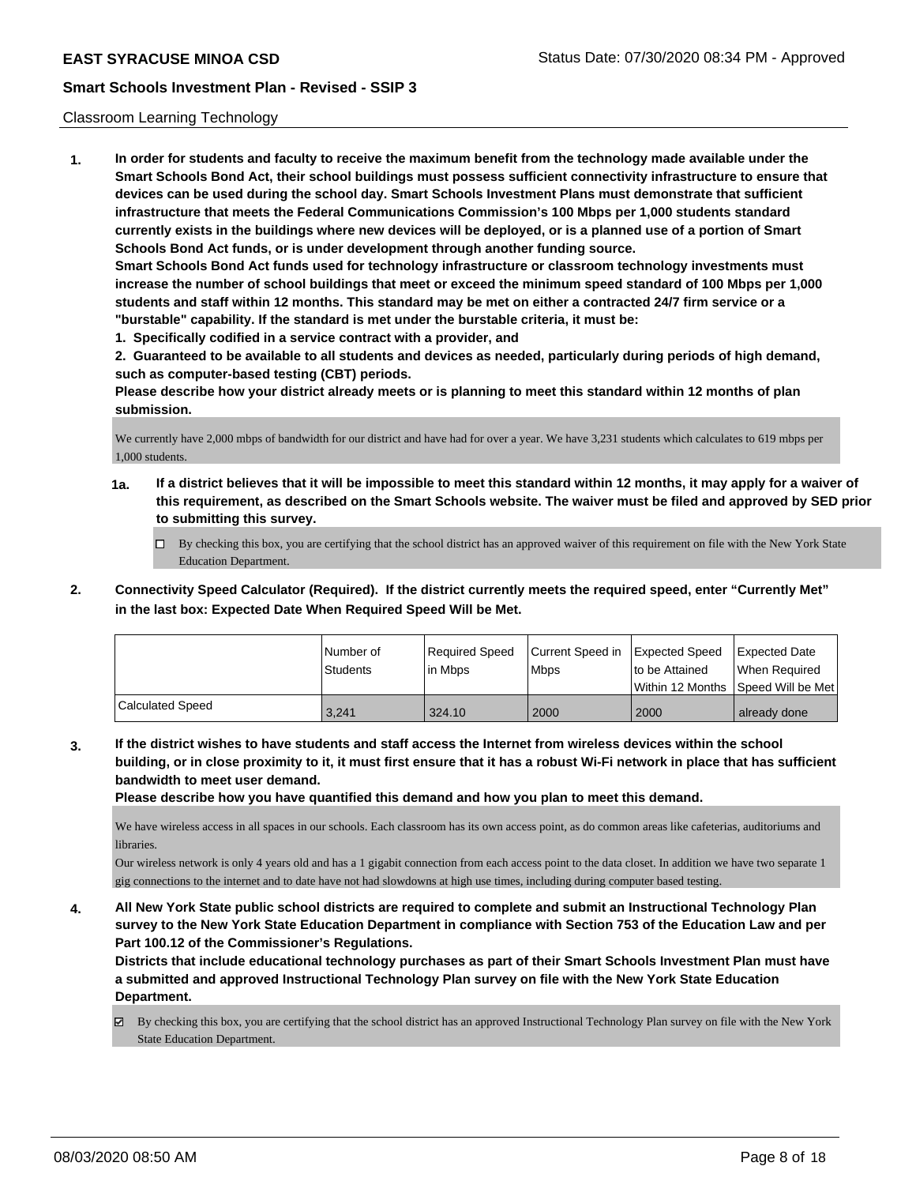Classroom Learning Technology

**1. In order for students and faculty to receive the maximum benefit from the technology made available under the Smart Schools Bond Act, their school buildings must possess sufficient connectivity infrastructure to ensure that devices can be used during the school day. Smart Schools Investment Plans must demonstrate that sufficient infrastructure that meets the Federal Communications Commission's 100 Mbps per 1,000 students standard currently exists in the buildings where new devices will be deployed, or is a planned use of a portion of Smart Schools Bond Act funds, or is under development through another funding source.**

**Smart Schools Bond Act funds used for technology infrastructure or classroom technology investments must increase the number of school buildings that meet or exceed the minimum speed standard of 100 Mbps per 1,000 students and staff within 12 months. This standard may be met on either a contracted 24/7 firm service or a "burstable" capability. If the standard is met under the burstable criteria, it must be:**

**1. Specifically codified in a service contract with a provider, and**

**2. Guaranteed to be available to all students and devices as needed, particularly during periods of high demand, such as computer-based testing (CBT) periods.**

**Please describe how your district already meets or is planning to meet this standard within 12 months of plan submission.**

We currently have 2,000 mbps of bandwidth for our district and have had for over a year. We have 3,231 students which calculates to 619 mbps per 1,000 students.

**1a. If a district believes that it will be impossible to meet this standard within 12 months, it may apply for a waiver of this requirement, as described on the Smart Schools website. The waiver must be filed and approved by SED prior to submitting this survey.**

☐ By checking this box, you are certifying that the school district has an approved waiver of this requirement on file with the New York State Education Department.

**2. Connectivity Speed Calculator (Required). If the district currently meets the required speed, enter "Currently Met" in the last box: Expected Date When Required Speed Will be Met.**

| | Number of Students | Required Speed in Mbps | Current Speed in Mbps | Expected Speed to be Attained Within 12 Months | Expected Date When Required Speed Will be Met |
|---|---|---|---|---|---|
| Calculated Speed | 3,241 | 324.10 | 2000 | 2000 | already done |

**3. If the district wishes to have students and staff access the Internet from wireless devices within the school building, or in close proximity to it, it must first ensure that it has a robust Wi-Fi network in place that has sufficient bandwidth to meet user demand.**

**Please describe how you have quantified this demand and how you plan to meet this demand.**

We have wireless access in all spaces in our schools. Each classroom has its own access point, as do common areas like cafeterias, auditoriums and libraries.
Our wireless network is only 4 years old and has a 1 gigabit connection from each access point to the data closet. In addition we have two separate 1 gig connections to the internet and to date have not had slowdowns at high use times, including during computer based testing.

**4. All New York State public school districts are required to complete and submit an Instructional Technology Plan survey to the New York State Education Department in compliance with Section 753 of the Education Law and per Part 100.12 of the Commissioner's Regulations.**

**Districts that include educational technology purchases as part of their Smart Schools Investment Plan must have a submitted and approved Instructional Technology Plan survey on file with the New York State Education Department.**

☑ By checking this box, you are certifying that the school district has an approved Instructional Technology Plan survey on file with the New York State Education Department.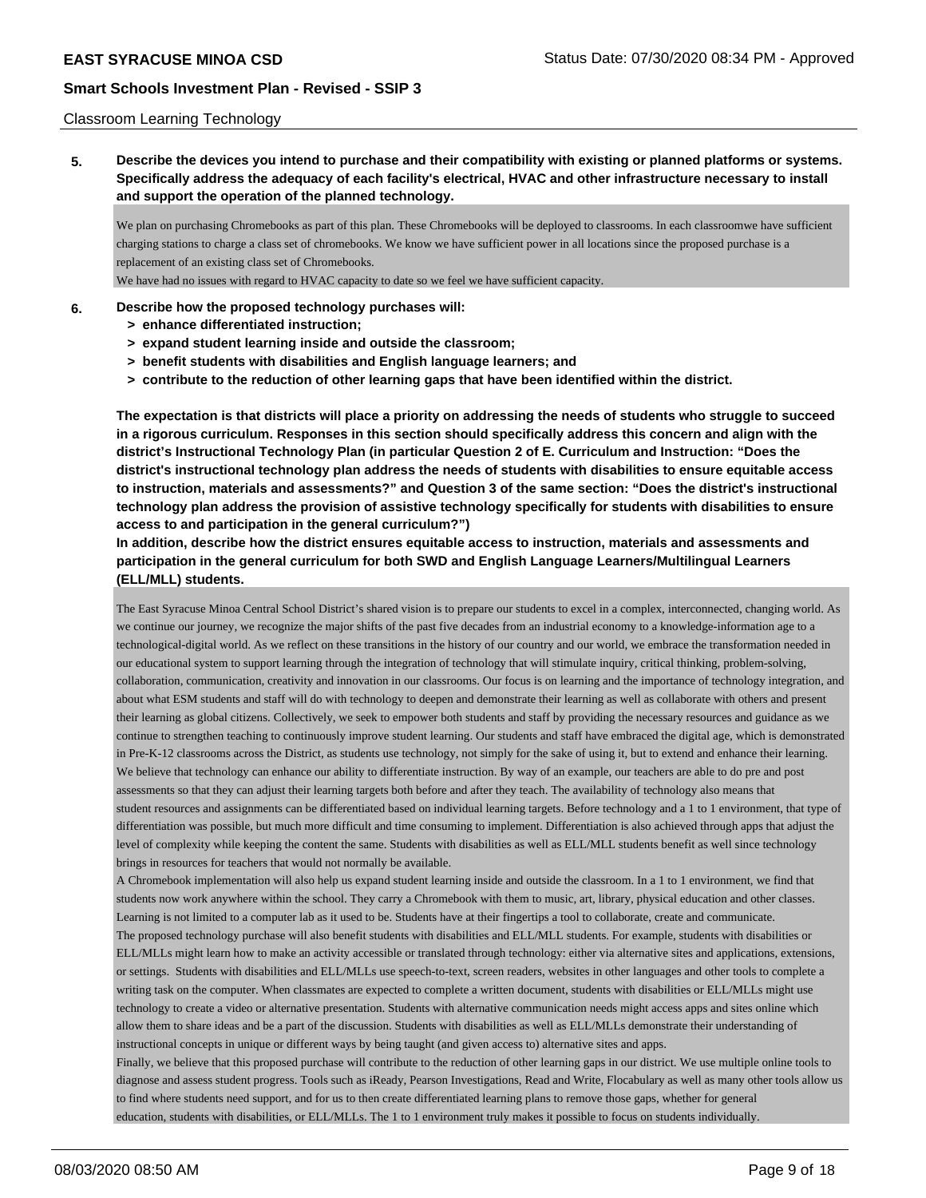Classroom Learning Technology

**5. Describe the devices you intend to purchase and their compatibility with existing or planned platforms or systems. Specifically address the adequacy of each facility's electrical, HVAC and other infrastructure necessary to install and support the operation of the planned technology.**

We plan on purchasing Chromebooks as part of this plan. These Chromebooks will be deployed to classrooms. In each classroomwe have sufficient charging stations to charge a class set of chromebooks. We know we have sufficient power in all locations since the proposed purchase is a replacement of an existing class set of Chromebooks.
We have had no issues with regard to HVAC capacity to date so we feel we have sufficient capacity.

**6. Describe how the proposed technology purchases will:**
- **> enhance differentiated instruction;**
- **> expand student learning inside and outside the classroom;**
- **> benefit students with disabilities and English language learners; and**
- **> contribute to the reduction of other learning gaps that have been identified within the district.**

**The expectation is that districts will place a priority on addressing the needs of students who struggle to succeed in a rigorous curriculum. Responses in this section should specifically address this concern and align with the district's Instructional Technology Plan (in particular Question 2 of E. Curriculum and Instruction: "Does the district's instructional technology plan address the needs of students with disabilities to ensure equitable access to instruction, materials and assessments?" and Question 3 of the same section: "Does the district's instructional technology plan address the provision of assistive technology specifically for students with disabilities to ensure access to and participation in the general curriculum?")**
**In addition, describe how the district ensures equitable access to instruction, materials and assessments and participation in the general curriculum for both SWD and English Language Learners/Multilingual Learners (ELL/MLL) students.**

The East Syracuse Minoa Central School District's shared vision is to prepare our students to excel in a complex, interconnected, changing world. As we continue our journey, we recognize the major shifts of the past five decades from an industrial economy to a knowledge-information age to a technological-digital world. As we reflect on these transitions in the history of our country and our world, we embrace the transformation needed in our educational system to support learning through the integration of technology that will stimulate inquiry, critical thinking, problem-solving, collaboration, communication, creativity and innovation in our classrooms. Our focus is on learning and the importance of technology integration, and about what ESM students and staff will do with technology to deepen and demonstrate their learning as well as collaborate with others and present their learning as global citizens. Collectively, we seek to empower both students and staff by providing the necessary resources and guidance as we continue to strengthen teaching to continuously improve student learning. Our students and staff have embraced the digital age, which is demonstrated in Pre-K-12 classrooms across the District, as students use technology, not simply for the sake of using it, but to extend and enhance their learning.
We believe that technology can enhance our ability to differentiate instruction. By way of an example, our teachers are able to do pre and post assessments so that they can adjust their learning targets both before and after they teach. The availability of technology also means that student resources and assignments can be differentiated based on individual learning targets. Before technology and a 1 to 1 environment, that type of differentiation was possible, but much more difficult and time consuming to implement. Differentiation is also achieved through apps that adjust the level of complexity while keeping the content the same. Students with disabilities as well as ELL/MLL students benefit as well since technology brings in resources for teachers that would not normally be available.
A Chromebook implementation will also help us expand student learning inside and outside the classroom. In a 1 to 1 environment, we find that students now work anywhere within the school. They carry a Chromebook with them to music, art, library, physical education and other classes. Learning is not limited to a computer lab as it used to be. Students have at their fingertips a tool to collaborate, create and communicate.
The proposed technology purchase will also benefit students with disabilities and ELL/MLL students. For example, students with disabilities or ELL/MLLs might learn how to make an activity accessible or translated through technology: either via alternative sites and applications, extensions, or settings. Students with disabilities and ELL/MLLs use speech-to-text, screen readers, websites in other languages and other tools to complete a writing task on the computer. When classmates are expected to complete a written document, students with disabilities or ELL/MLLs might use technology to create a video or alternative presentation. Students with alternative communication needs might access apps and sites online which allow them to share ideas and be a part of the discussion. Students with disabilities as well as ELL/MLLs demonstrate their understanding of instructional concepts in unique or different ways by being taught (and given access to) alternative sites and apps.
Finally, we believe that this proposed purchase will contribute to the reduction of other learning gaps in our district. We use multiple online tools to diagnose and assess student progress. Tools such as iReady, Pearson Investigations, Read and Write, Flocabulary as well as many other tools allow us to find where students need support, and for us to then create differentiated learning plans to remove those gaps, whether for general education, students with disabilities, or ELL/MLLs. The 1 to 1 environment truly makes it possible to focus on students individually.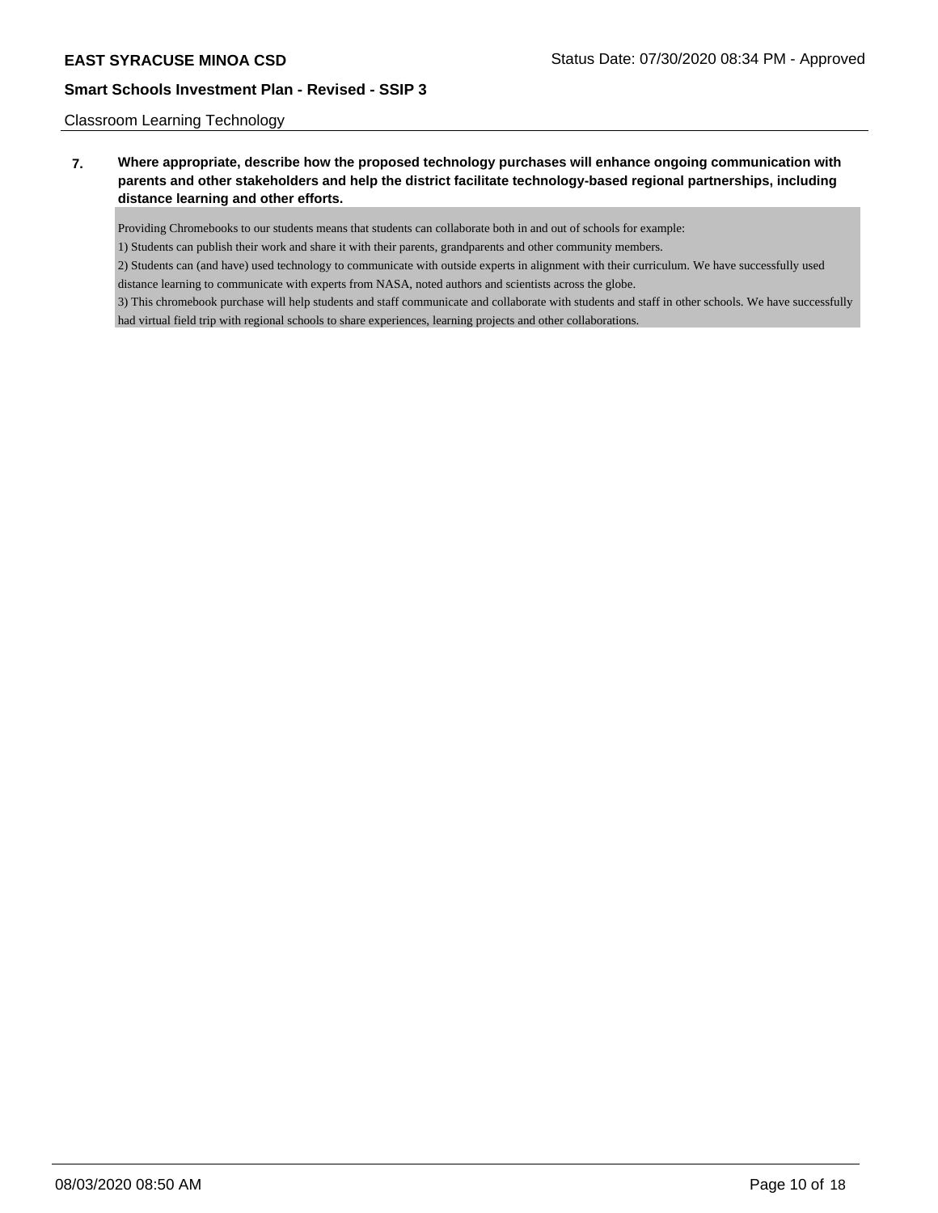Classroom Learning Technology

**7. Where appropriate, describe how the proposed technology purchases will enhance ongoing communication with parents and other stakeholders and help the district facilitate technology-based regional partnerships, including distance learning and other efforts.**

Providing Chromebooks to our students means that students can collaborate both in and out of schools for example:

1) Students can publish their work and share it with their parents, grandparents and other community members.

2) Students can (and have) used technology to communicate with outside experts in alignment with their curriculum. We have successfully used distance learning to communicate with experts from NASA, noted authors and scientists across the globe.

3) This chromebook purchase will help students and staff communicate and collaborate with students and staff in other schools. We have successfully had virtual field trip with regional schools to share experiences, learning projects and other collaborations.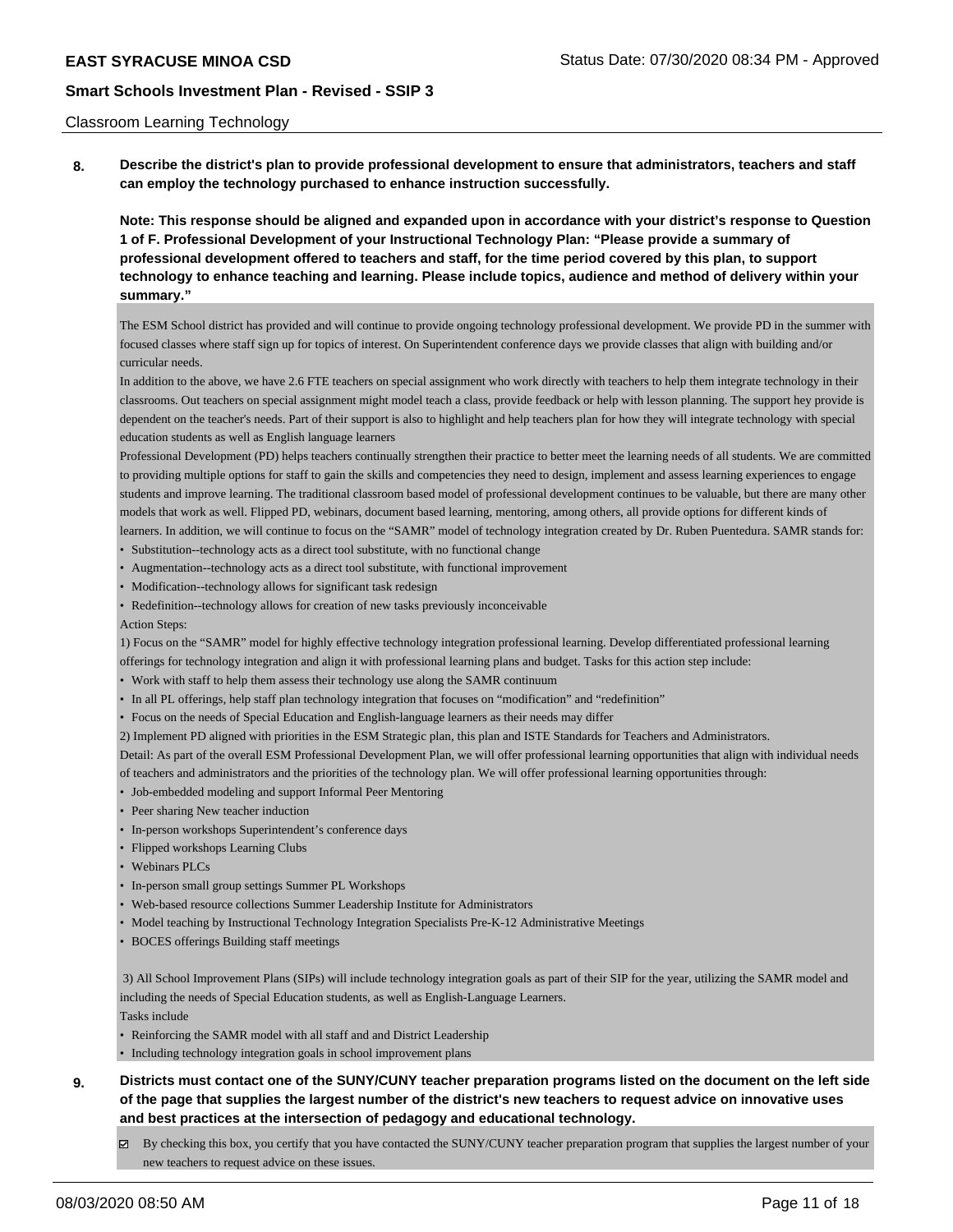Classroom Learning Technology

**8. Describe the district's plan to provide professional development to ensure that administrators, teachers and staff can employ the technology purchased to enhance instruction successfully.**

**Note: This response should be aligned and expanded upon in accordance with your district's response to Question 1 of F. Professional Development of your Instructional Technology Plan: "Please provide a summary of professional development offered to teachers and staff, for the time period covered by this plan, to support technology to enhance teaching and learning. Please include topics, audience and method of delivery within your summary."**

The ESM School district has provided and will continue to provide ongoing technology professional development. We provide PD in the summer with focused classes where staff sign up for topics of interest. On Superintendent conference days we provide classes that align with building and/or curricular needs.

In addition to the above, we have 2.6 FTE teachers on special assignment who work directly with teachers to help them integrate technology in their classrooms. Out teachers on special assignment might model teach a class, provide feedback or help with lesson planning. The support hey provide is dependent on the teacher's needs. Part of their support is also to highlight and help teachers plan for how they will integrate technology with special education students as well as English language learners

Professional Development (PD) helps teachers continually strengthen their practice to better meet the learning needs of all students. We are committed to providing multiple options for staff to gain the skills and competencies they need to design, implement and assess learning experiences to engage students and improve learning. The traditional classroom based model of professional development continues to be valuable, but there are many other models that work as well. Flipped PD, webinars, document based learning, mentoring, among others, all provide options for different kinds of learners. In addition, we will continue to focus on the "SAMR" model of technology integration created by Dr. Ruben Puentedura. SAMR stands for:

- Substitution--technology acts as a direct tool substitute, with no functional change
- Augmentation--technology acts as a direct tool substitute, with functional improvement
- Modification--technology allows for significant task redesign
- Redefinition--technology allows for creation of new tasks previously inconceivable

Action Steps:

1) Focus on the "SAMR" model for highly effective technology integration professional learning. Develop differentiated professional learning offerings for technology integration and align it with professional learning plans and budget. Tasks for this action step include:

- Work with staff to help them assess their technology use along the SAMR continuum
- In all PL offerings, help staff plan technology integration that focuses on "modification" and "redefinition"
- Focus on the needs of Special Education and English-language learners as their needs may differ

2) Implement PD aligned with priorities in the ESM Strategic plan, this plan and ISTE Standards for Teachers and Administrators.

Detail: As part of the overall ESM Professional Development Plan, we will offer professional learning opportunities that align with individual needs of teachers and administrators and the priorities of the technology plan. We will offer professional learning opportunities through:

- Job-embedded modeling and support Informal Peer Mentoring
- Peer sharing New teacher induction
- In-person workshops Superintendent's conference days
- Flipped workshops Learning Clubs
- Webinars PLCs
- In-person small group settings Summer PL Workshops
- Web-based resource collections Summer Leadership Institute for Administrators
- Model teaching by Instructional Technology Integration Specialists Pre-K-12 Administrative Meetings
- BOCES offerings Building staff meetings

3) All School Improvement Plans (SIPs) will include technology integration goals as part of their SIP for the year, utilizing the SAMR model and including the needs of Special Education students, as well as English-Language Learners.

Tasks include

- Reinforcing the SAMR model with all staff and and District Leadership
- Including technology integration goals in school improvement plans

**9. Districts must contact one of the SUNY/CUNY teacher preparation programs listed on the document on the left side of the page that supplies the largest number of the district's new teachers to request advice on innovative uses and best practices at the intersection of pedagogy and educational technology.**

☑ By checking this box, you certify that you have contacted the SUNY/CUNY teacher preparation program that supplies the largest number of your new teachers to request advice on these issues.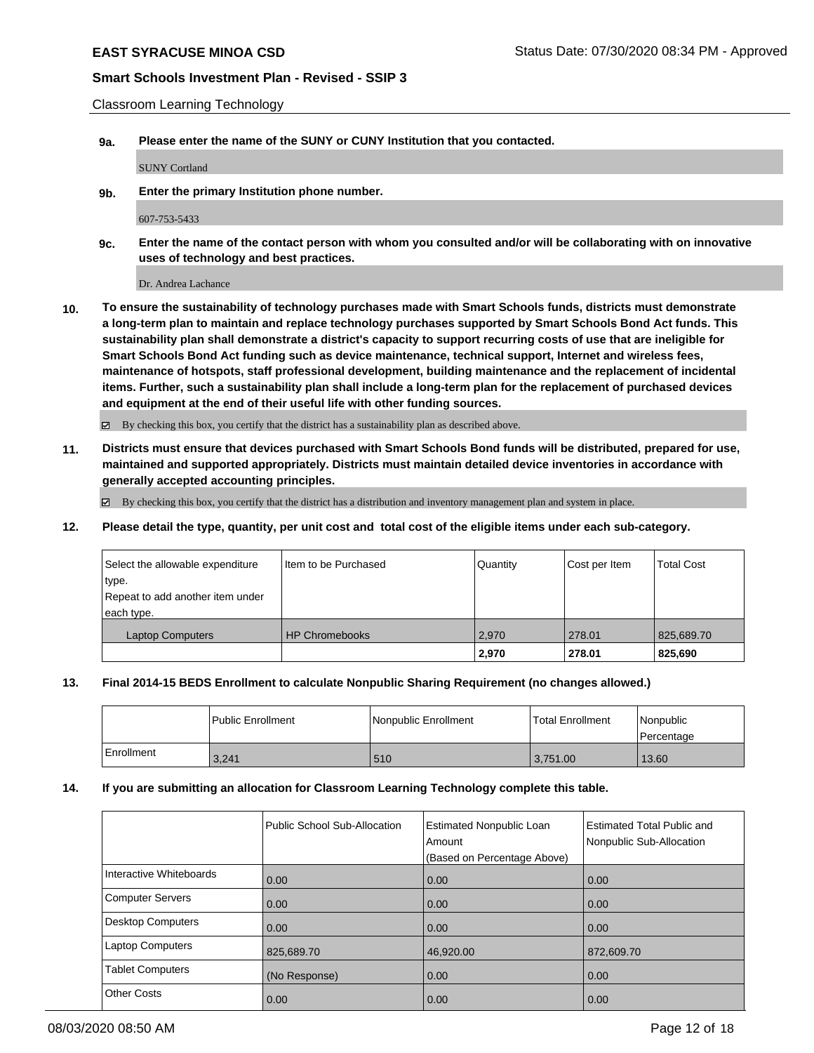Classroom Learning Technology

**9a.** **Please enter the name of the SUNY or CUNY Institution that you contacted.**

SUNY Cortland

**9b.** **Enter the primary Institution phone number.**

607-753-5433

**9c.** **Enter the name of the contact person with whom you consulted and/or will be collaborating with on innovative uses of technology and best practices.**

Dr. Andrea Lachance

**10.** **To ensure the sustainability of technology purchases made with Smart Schools funds, districts must demonstrate a long-term plan to maintain and replace technology purchases supported by Smart Schools Bond Act funds. This sustainability plan shall demonstrate a district's capacity to support recurring costs of use that are ineligible for Smart Schools Bond Act funding such as device maintenance, technical support, Internet and wireless fees, maintenance of hotspots, staff professional development, building maintenance and the replacement of incidental items. Further, such a sustainability plan shall include a long-term plan for the replacement of purchased devices and equipment at the end of their useful life with other funding sources.**

☑ By checking this box, you certify that the district has a sustainability plan as described above.

**11.** **Districts must ensure that devices purchased with Smart Schools Bond funds will be distributed, prepared for use, maintained and supported appropriately. Districts must maintain detailed device inventories in accordance with generally accepted accounting principles.**

☑ By checking this box, you certify that the district has a distribution and inventory management plan and system in place.

**12.** **Please detail the type, quantity, per unit cost and total cost of the eligible items under each sub-category.**

| Select the allowable expenditure type. Repeat to add another item under each type. | Item to be Purchased | Quantity | Cost per Item | Total Cost |
|---|---|---|---|---|
| Laptop Computers | HP Chromebooks | 2,970 | 278.01 | 825,689.70 |
| | | **2,970** | **278.01** | **825,690** |

**13.** **Final 2014-15 BEDS Enrollment to calculate Nonpublic Sharing Requirement (no changes allowed.)**

| | Public Enrollment | Nonpublic Enrollment | Total Enrollment | Nonpublic Percentage |
|---|---|---|---|---|
| Enrollment | 3,241 | 510 | 3,751.00 | 13.60 |

**14.** **If you are submitting an allocation for Classroom Learning Technology complete this table.**

| | Public School Sub-Allocation | Estimated Nonpublic Loan Amount (Based on Percentage Above) | Estimated Total Public and Nonpublic Sub-Allocation |
|---|---|---|---|
| Interactive Whiteboards | 0.00 | 0.00 | 0.00 |
| Computer Servers | 0.00 | 0.00 | 0.00 |
| Desktop Computers | 0.00 | 0.00 | 0.00 |
| Laptop Computers | 825,689.70 | 46,920.00 | 872,609.70 |
| Tablet Computers | (No Response) | 0.00 | 0.00 |
| Other Costs | 0.00 | 0.00 | 0.00 |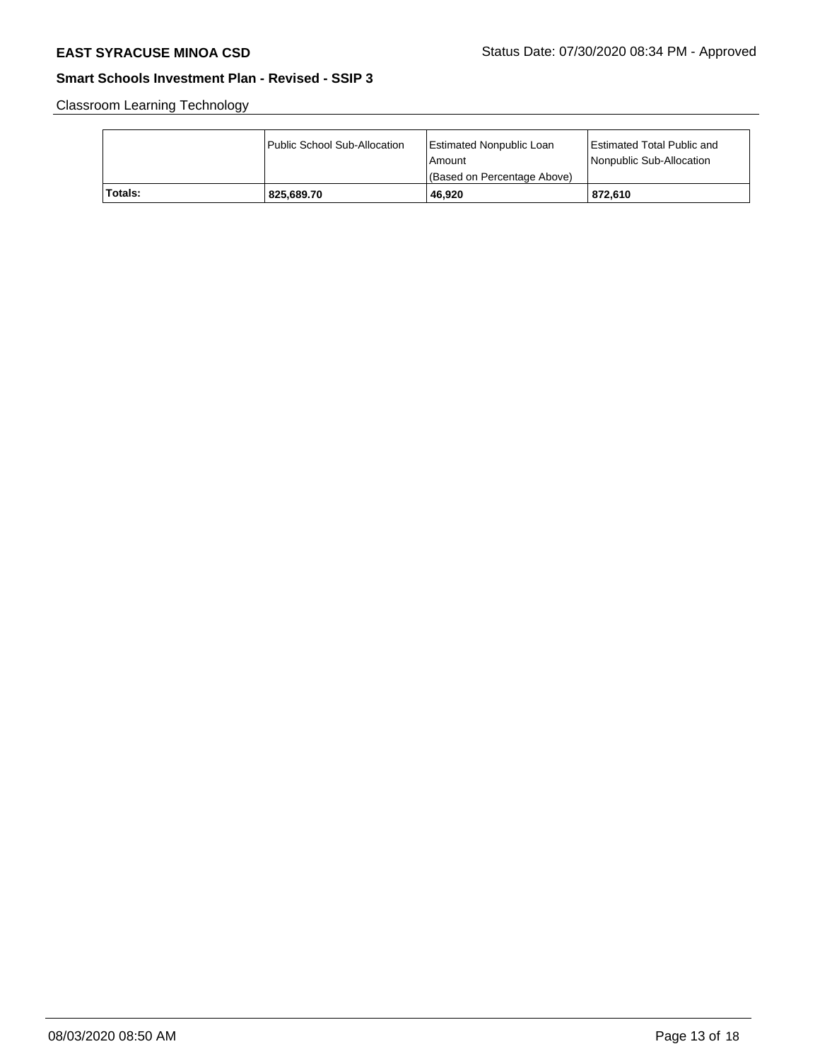Classroom Learning Technology

| | Public School Sub-Allocation | Estimated Nonpublic Loan Amount (Based on Percentage Above) | Estimated Total Public and Nonpublic Sub-Allocation |
|---|---|---|---|
| **Totals:** | **825,689.70** | **46,920** | **872,610** |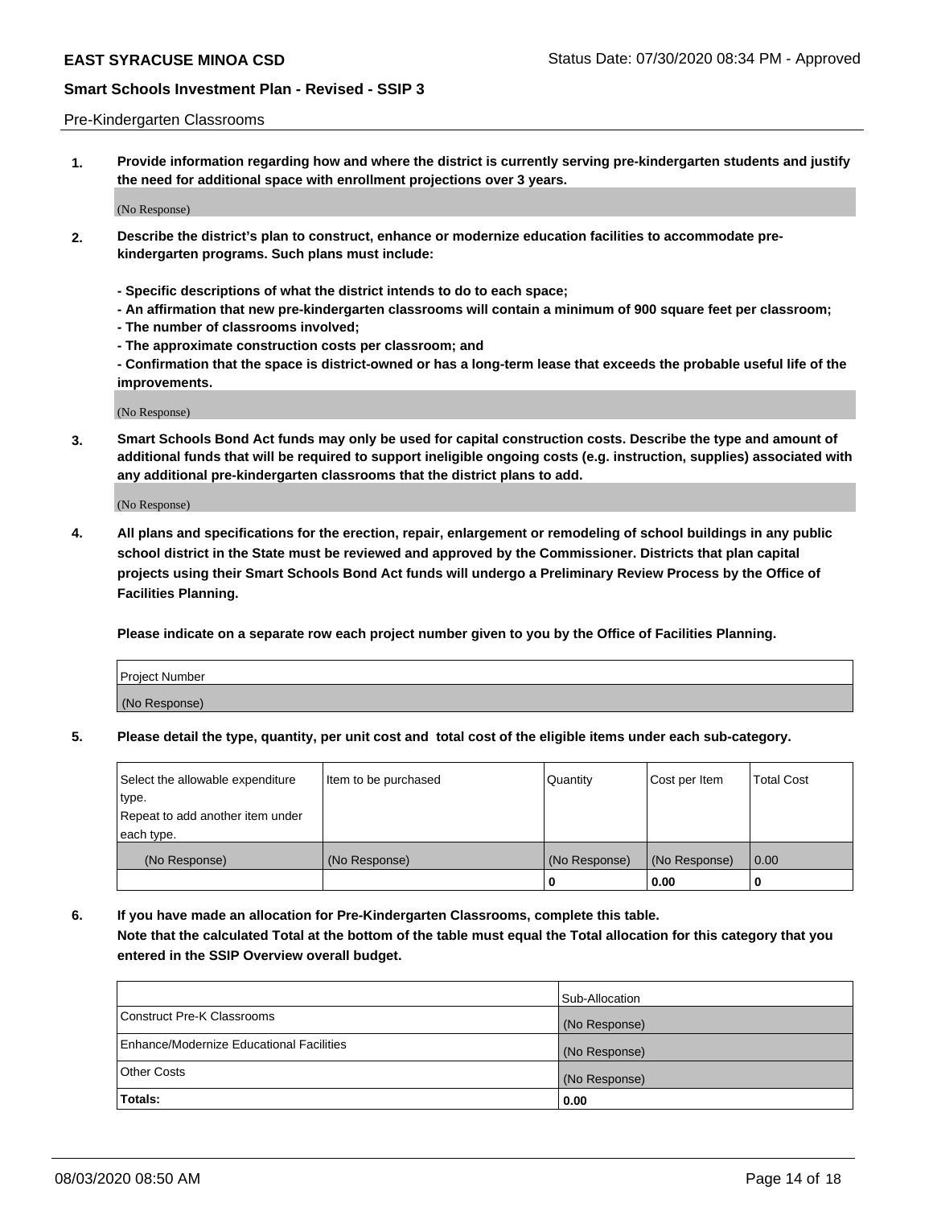Pre-Kindergarten Classrooms

**1. Provide information regarding how and where the district is currently serving pre-kindergarten students and justify the need for additional space with enrollment projections over 3 years.**

(No Response)

**2. Describe the district's plan to construct, enhance or modernize education facilities to accommodate pre-kindergarten programs. Such plans must include:**

**- Specific descriptions of what the district intends to do to each space;**
**- An affirmation that new pre-kindergarten classrooms will contain a minimum of 900 square feet per classroom;**
**- The number of classrooms involved;**
**- The approximate construction costs per classroom; and**
**- Confirmation that the space is district-owned or has a long-term lease that exceeds the probable useful life of the improvements.**

(No Response)

**3. Smart Schools Bond Act funds may only be used for capital construction costs. Describe the type and amount of additional funds that will be required to support ineligible ongoing costs (e.g. instruction, supplies) associated with any additional pre-kindergarten classrooms that the district plans to add.**

(No Response)

**4. All plans and specifications for the erection, repair, enlargement or remodeling of school buildings in any public school district in the State must be reviewed and approved by the Commissioner. Districts that plan capital projects using their Smart Schools Bond Act funds will undergo a Preliminary Review Process by the Office of Facilities Planning.**

**Please indicate on a separate row each project number given to you by the Office of Facilities Planning.**

| Project Number |
| --- |
| (No Response) |

**5. Please detail the type, quantity, per unit cost and total cost of the eligible items under each sub-category.**

| Select the allowable expenditure type. Repeat to add another item under each type. | Item to be purchased | Quantity | Cost per Item | Total Cost |
| --- | --- | --- | --- | --- |
| (No Response) | (No Response) | (No Response) | (No Response) | 0.00 |
| | | **0** | **0.00** | **0** |

**6. If you have made an allocation for Pre-Kindergarten Classrooms, complete this table.**
**Note that the calculated Total at the bottom of the table must equal the Total allocation for this category that you entered in the SSIP Overview overall budget.**

| | Sub-Allocation |
| --- | --- |
| Construct Pre-K Classrooms | (No Response) |
| Enhance/Modernize Educational Facilities | (No Response) |
| Other Costs | (No Response) |
| **Totals:** | **0.00** |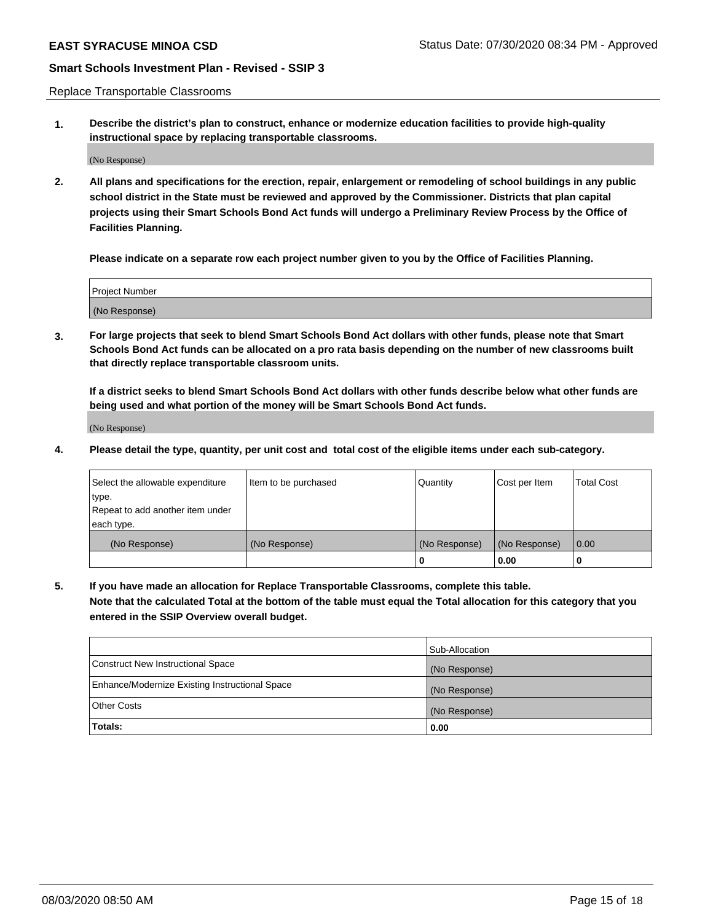Replace Transportable Classrooms

**1. Describe the district's plan to construct, enhance or modernize education facilities to provide high-quality instructional space by replacing transportable classrooms.**

(No Response)

**2. All plans and specifications for the erection, repair, enlargement or remodeling of school buildings in any public school district in the State must be reviewed and approved by the Commissioner. Districts that plan capital projects using their Smart Schools Bond Act funds will undergo a Preliminary Review Process by the Office of Facilities Planning.**

**Please indicate on a separate row each project number given to you by the Office of Facilities Planning.**

| Project Number |
|---|
| (No Response) |

**3. For large projects that seek to blend Smart Schools Bond Act dollars with other funds, please note that Smart Schools Bond Act funds can be allocated on a pro rata basis depending on the number of new classrooms built that directly replace transportable classroom units.**

**If a district seeks to blend Smart Schools Bond Act dollars with other funds describe below what other funds are being used and what portion of the money will be Smart Schools Bond Act funds.**

(No Response)

**4. Please detail the type, quantity, per unit cost and total cost of the eligible items under each sub-category.**

| Select the allowable expenditure type. Repeat to add another item under each type. | Item to be purchased | Quantity | Cost per Item | Total Cost |
|---|---|---|---|---|
| (No Response) | (No Response) | (No Response) | (No Response) | 0.00 |
| | | **0** | **0.00** | **0** |

**5. If you have made an allocation for Replace Transportable Classrooms, complete this table. Note that the calculated Total at the bottom of the table must equal the Total allocation for this category that you entered in the SSIP Overview overall budget.**

| | Sub-Allocation |
|---|---|
| Construct New Instructional Space | (No Response) |
| Enhance/Modernize Existing Instructional Space | (No Response) |
| Other Costs | (No Response) |
| **Totals:** | **0.00** |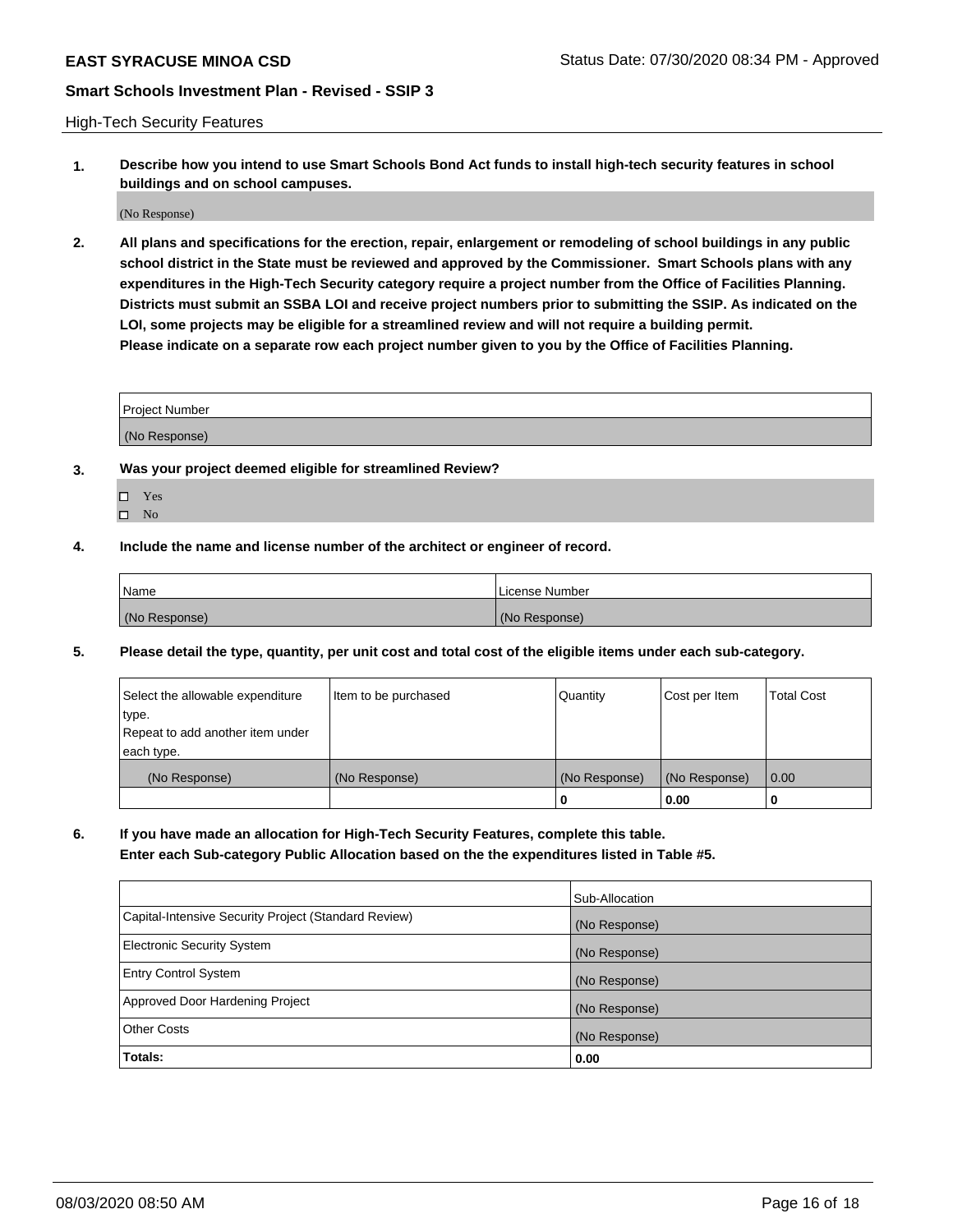High-Tech Security Features

**1. Describe how you intend to use Smart Schools Bond Act funds to install high-tech security features in school buildings and on school campuses.**

(No Response)

**2. All plans and specifications for the erection, repair, enlargement or remodeling of school buildings in any public school district in the State must be reviewed and approved by the Commissioner. Smart Schools plans with any expenditures in the High-Tech Security category require a project number from the Office of Facilities Planning. Districts must submit an SSBA LOI and receive project numbers prior to submitting the SSIP. As indicated on the LOI, some projects may be eligible for a streamlined review and will not require a building permit. Please indicate on a separate row each project number given to you by the Office of Facilities Planning.**

| Project Number |
|---|
| (No Response) |

**3. Was your project deemed eligible for streamlined Review?**

- ☐ Yes
- ☐ No

**4. Include the name and license number of the architect or engineer of record.**

| Name | License Number |
|---|---|
| (No Response) | (No Response) |

**5. Please detail the type, quantity, per unit cost and total cost of the eligible items under each sub-category.**

| Select the allowable expenditure type. Repeat to add another item under each type. | Item to be purchased | Quantity | Cost per Item | Total Cost |
|---|---|---|---|---|
| (No Response) | (No Response) | (No Response) | (No Response) | 0.00 |
| | | 0 | 0.00 | 0 |

**6. If you have made an allocation for High-Tech Security Features, complete this table. Enter each Sub-category Public Allocation based on the the expenditures listed in Table #5.**

| | Sub-Allocation |
|---|---|
| Capital-Intensive Security Project (Standard Review) | (No Response) |
| Electronic Security System | (No Response) |
| Entry Control System | (No Response) |
| Approved Door Hardening Project | (No Response) |
| Other Costs | (No Response) |
| **Totals:** | **0.00** |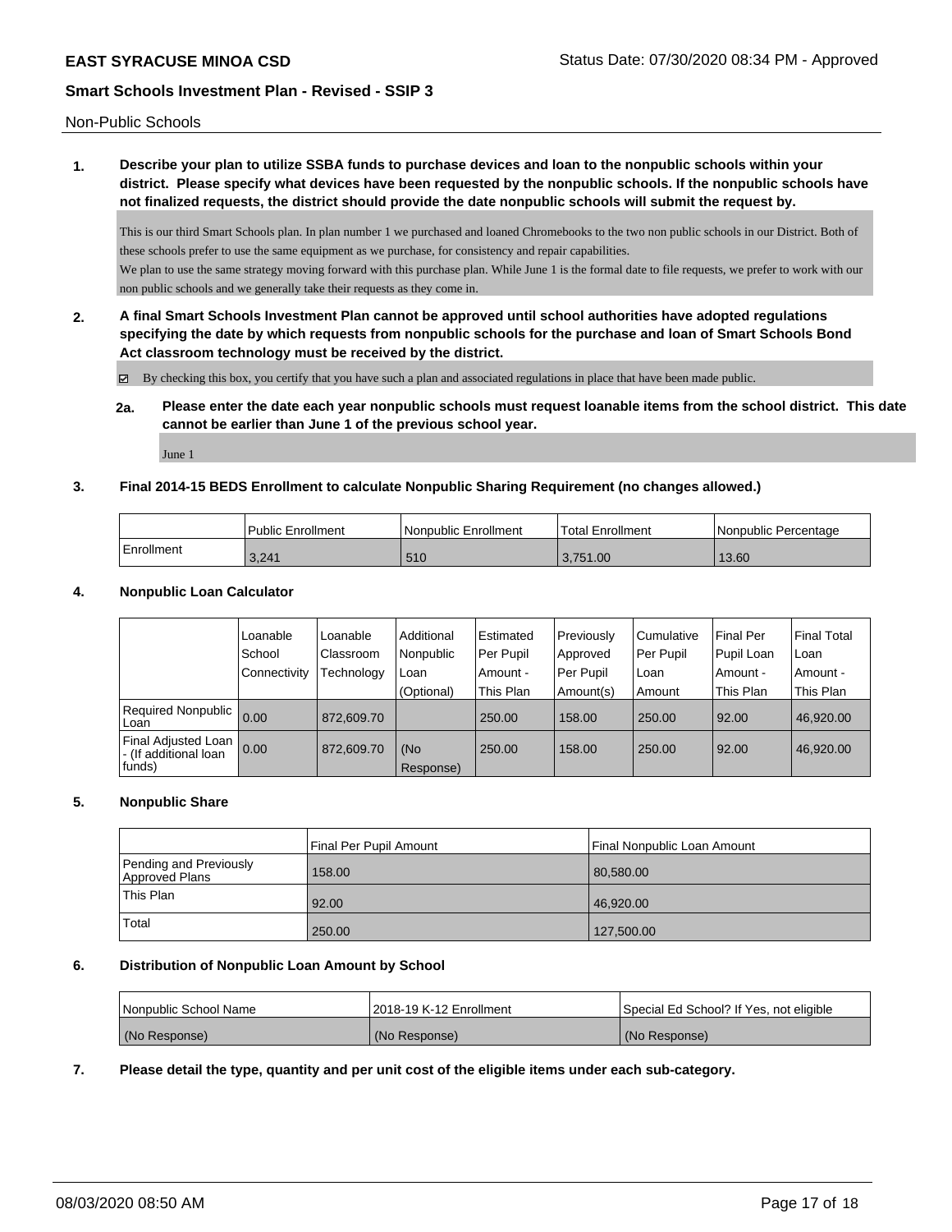Non-Public Schools

**1. Describe your plan to utilize SSBA funds to purchase devices and loan to the nonpublic schools within your district. Please specify what devices have been requested by the nonpublic schools. If the nonpublic schools have not finalized requests, the district should provide the date nonpublic schools will submit the request by.**

This is our third Smart Schools plan. In plan number 1 we purchased and loaned Chromebooks to the two non public schools in our District. Both of these schools prefer to use the same equipment as we purchase, for consistency and repair capabilities.
We plan to use the same strategy moving forward with this purchase plan. While June 1 is the formal date to file requests, we prefer to work with our non public schools and we generally take their requests as they come in.

**2. A final Smart Schools Investment Plan cannot be approved until school authorities have adopted regulations specifying the date by which requests from nonpublic schools for the purchase and loan of Smart Schools Bond Act classroom technology must be received by the district.**

☑ By checking this box, you certify that you have such a plan and associated regulations in place that have been made public.

**2a. Please enter the date each year nonpublic schools must request loanable items from the school district. This date cannot be earlier than June 1 of the previous school year.**

June 1

**3. Final 2014-15 BEDS Enrollment to calculate Nonpublic Sharing Requirement (no changes allowed.)**

| | Public Enrollment | Nonpublic Enrollment | Total Enrollment | Nonpublic Percentage |
|---|---|---|---|---|
| Enrollment | 3,241 | 510 | 3,751.00 | 13.60 |

**4. Nonpublic Loan Calculator**

| | Loanable School Connectivity | Loanable Classroom Technology | Additional Nonpublic Loan (Optional) | Estimated Per Pupil Amount - This Plan | Previously Approved Per Pupil Amount(s) | Cumulative Per Pupil Loan Amount | Final Per Pupil Loan Amount - This Plan | Final Total Loan Amount - This Plan |
|---|---|---|---|---|---|---|---|---|
| Required Nonpublic Loan | 0.00 | 872,609.70 | | 250.00 | 158.00 | 250.00 | 92.00 | 46,920.00 |
| Final Adjusted Loan - (If additional loan funds) | 0.00 | 872,609.70 | (No Response) | 250.00 | 158.00 | 250.00 | 92.00 | 46,920.00 |

**5. Nonpublic Share**

| | Final Per Pupil Amount | Final Nonpublic Loan Amount |
|---|---|---|
| Pending and Previously Approved Plans | 158.00 | 80,580.00 |
| This Plan | 92.00 | 46,920.00 |
| Total | 250.00 | 127,500.00 |

**6. Distribution of Nonpublic Loan Amount by School**

| Nonpublic School Name | 2018-19 K-12 Enrollment | Special Ed School? If Yes, not eligible |
|---|---|---|
| (No Response) | (No Response) | (No Response) |

**7. Please detail the type, quantity and per unit cost of the eligible items under each sub-category.**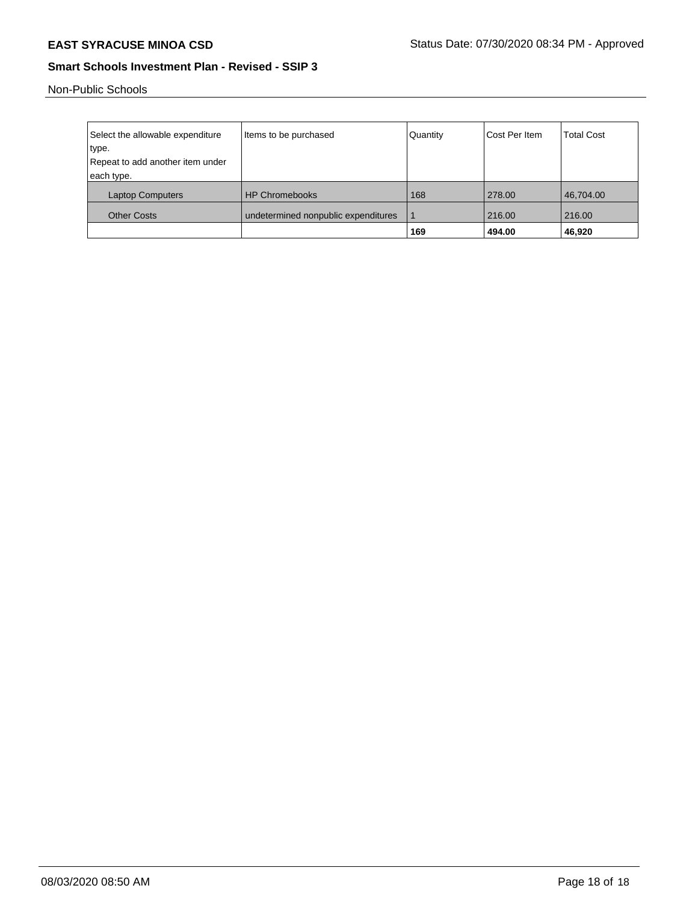Non-Public Schools

| Select the allowable expenditure type. Repeat to add another item under each type. | Items to be purchased | Quantity | Cost Per Item | Total Cost |
| --- | --- | --- | --- | --- |
| Laptop Computers | HP Chromebooks | 168 | 278.00 | 46,704.00 |
| Other Costs | undetermined nonpublic expenditures | 1 | 216.00 | 216.00 |
| | | **169** | **494.00** | **46,920** |